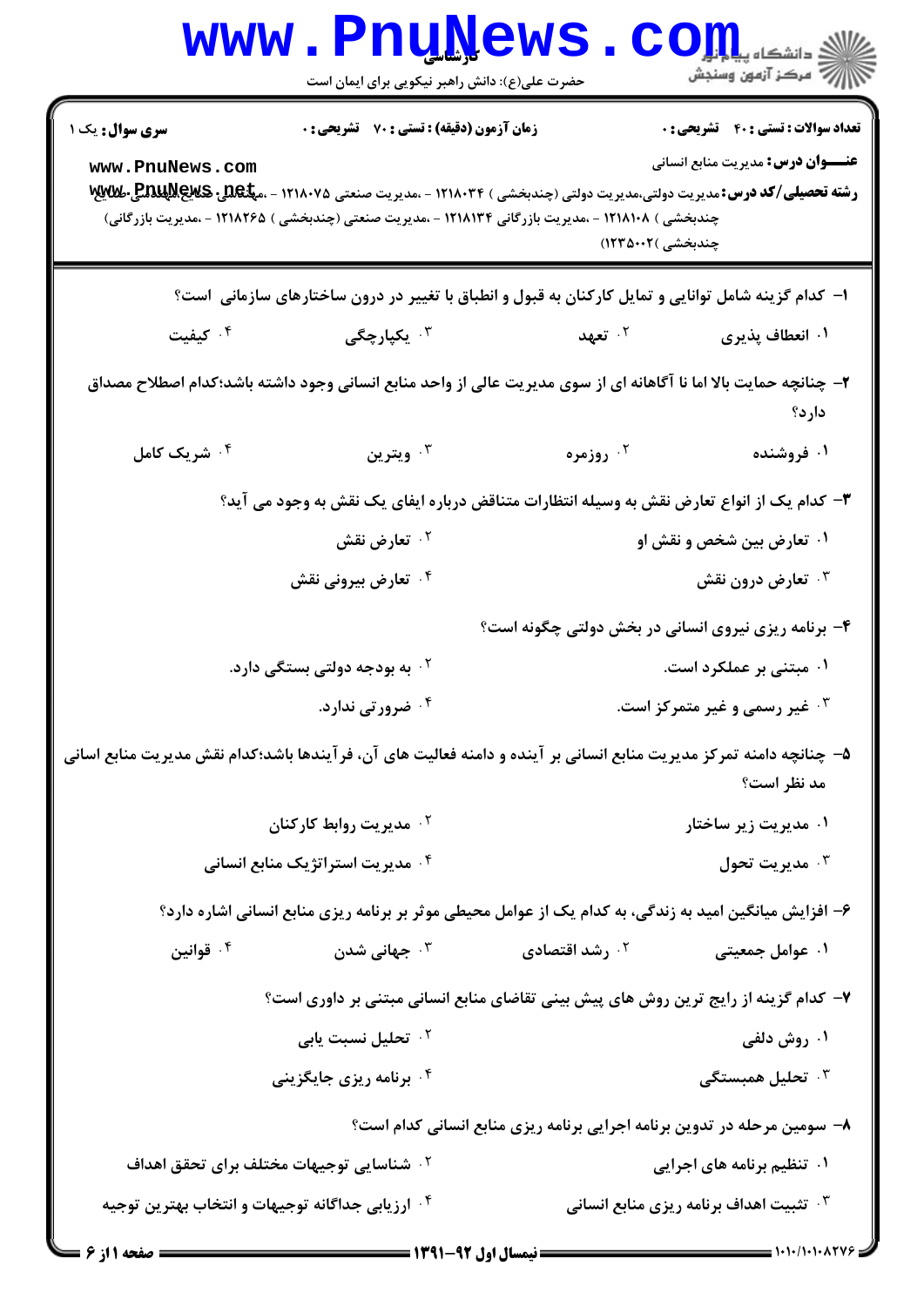**سری سوال:** یک ۱

**زمان آزمون (دقیقه) : تستی : ۷۰ تشریحی : ۰**

**تعداد سوالات : تستی : ۴۰ تشریحی : ۰**

**عنـــوان درس:** مدیریت منابع انسانی

**رشته تحصیلی/کد درس:** مدیریت دولتی،مدیریت دولتی (چندبخشی ) ۱۲۱۸۰۳۴ - ،مدیریت صنعتی ۱۲۱۸۰۷۵ - ،مهندسی صنایع،مهندسی صنایع (چندبخشی ) ۱۲۱۸۱۰۸ - ،مدیریت بازرگانی ۱۲۱۸۱۳۴ - ،مدیریت صنعتی (چندبخشی ) ۱۲۱۸۲۶۵ - ،مدیریت بازرگانی (چندبخشی )۱۲۳۵۰۰۲)

۱- کدام گزینه شامل توانایی و تمایل کارکنان به قبول و انطباق با تغییر در درون ساختارهای سازمانی است؟

۱. انعطاف پذیری
۲. تعهد
۳. یکپارچگی
۴. کیفیت

۲- چنانچه حمایت بالا اما نا آگاهانه ای از سوی مدیریت عالی از واحد منابع انسانی وجود داشته باشد؛کدام اصطلاح مصداق دارد؟

۱. فروشنده
۲. روزمره
۳. ویترین
۴. شریک کامل

۳- کدام یک از انواع تعارض نقش به وسیله انتظارات متناقض درباره ایفای یک نقش به وجود می آید؟

۱. تعارض بین شخص و نقش او
۲. تعارض نقش
۳. تعارض درون نقش
۴. تعارض بیرونی نقش

۴- برنامه ریزی نیروی انسانی در بخش دولتی چگونه است؟

۱. مبتنی بر عملکرد است.
۲. به بودجه دولتی بستگی دارد.
۳. غیر رسمی و غیر متمرکز است.
۴. ضرورتی ندارد.

۵- چنانچه دامنه تمرکز مدیریت منابع انسانی بر آینده و دامنه فعالیت های آن، فرآیندها باشد؛کدام نقش مدیریت منابع انسانی مد نظر است؟

۱. مدیریت زیر ساختار
۲. مدیریت روابط کارکنان
۳. مدیریت تحول
۴. مدیریت استراتژیک منابع انسانی

۶- افزایش میانگین امید به زندگی، به کدام یک از عوامل محیطی موثر بر برنامه ریزی منابع انسانی اشاره دارد؟

۱. عوامل جمعیتی
۲. رشد اقتصادی
۳. جهانی شدن
۴. قوانین

۷- کدام گزینه از رایج ترین روش های پیش بینی تقاضای منابع انسانی مبتنی بر داوری است؟

۱. روش دلفی
۲. تحلیل نسبت یابی
۳. تحلیل همبستگی
۴. برنامه ریزی جایگزینی

۸- سومین مرحله در تدوین برنامه اجرایی برنامه ریزی منابع انسانی کدام است؟

۱. تنظیم برنامه های اجرایی
۲. شناسایی توجیهات مختلف برای تحقق اهداف
۳. تثبیت اهداف برنامه ریزی منابع انسانی
۴. ارزیابی جداگانه توجیهات و انتخاب بهترین توجیه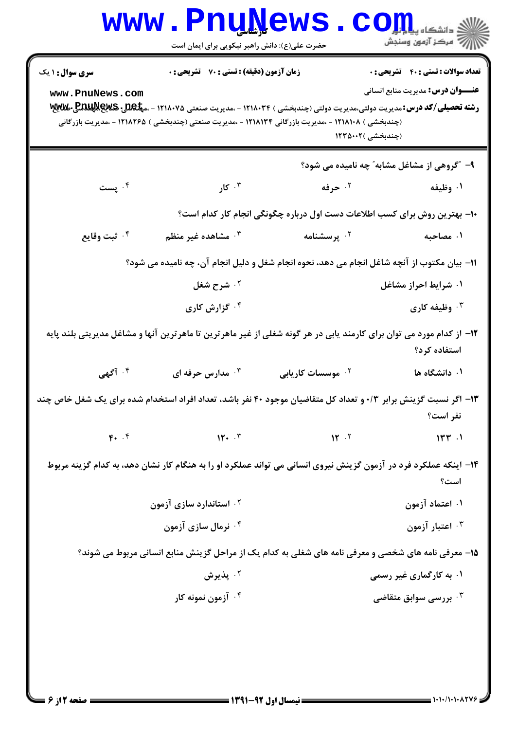**سری سوال:** ۱ یک

**زمان آزمون (دقیقه) : تستی : ۷۰ تشریحی : ۰**

**تعداد سوالات : تستی : ۴۰ تشریحی : ۰**

**عنـــوان درس:** مدیریت منابع انسانی

**رشته تحصیلی/کد درس:** مدیریت دولتی،مدیریت دولتی (چندبخشی ) ۱۲۱۸۰۳۴ - ،مدیریت صنعتی ۱۲۱۸۰۷۵ - ،مهندسی صنایع،مهندسی صنایع (چندبخشی ) ۱۲۱۸۱۰۸ - ،مدیریت بازرگانی ۱۲۱۸۱۳۴ - ،مدیریت صنعتی (چندبخشی ) ۱۲۱۸۲۶۵ - ،مدیریت بازرگانی (چندبخشی )۱۲۳۵۰۰۲

۹- "گروهی از مشاغل مشابه" چه نامیده می شود؟

۱. وظیفه
۲. حرفه
۳. کار
۴. پست

۱۰- بهترین روش برای کسب اطلاعات دست اول درباره چگونگی انجام کار کدام است؟

۱. مصاحبه
۲. پرسشنامه
۳. مشاهده غیر منظم
۴. ثبت وقایع

۱۱- بیان مکتوب از آنچه شاغل انجام می دهد، نحوه انجام شغل و دلیل انجام آن، چه نامیده می شود؟

۱. شرایط احراز مشاغل
۲. شرح شغل
۳. وظیفه کاری
۴. گزارش کاری

۱۲- از کدام مورد می توان برای کارمند یابی در هر گونه شغلی از غیر ماهرترین تا ماهرترین آنها و مشاغل مدیریتی بلند پایه استفاده کرد؟

۱. دانشگاه ها
۲. موسسات کاریابی
۳. مدارس حرفه ای
۴. آگهی

۱۳- اگر نسبت گزینش برابر ۰/۳ و تعداد کل متقاضیان موجود ۴۰ نفر باشد، تعداد افراد استخدام شده برای یک شغل خاص چند نفر است؟

۱. ۱۳۳
۲. ۱۲
۳. ۱۲۰
۴. ۴۰

۱۴- اینکه عملکرد فرد در آزمون گزینش نیروی انسانی می تواند عملکرد او را به هنگام کار نشان دهد، به کدام گزینه مربوط است؟

۱. اعتماد آزمون
۲. استاندارد سازی آزمون
۳. اعتبار آزمون
۴. نرمال سازی آزمون

۱۵- معرفی نامه های شخصی و معرفی نامه های شغلی به کدام یک از مراحل گزینش منابع انسانی مربوط می شوند؟

۱. به کارگماری غیر رسمی
۲. پذیرش
۳. بررسی سوابق متقاضی
۴. آزمون نمونه کار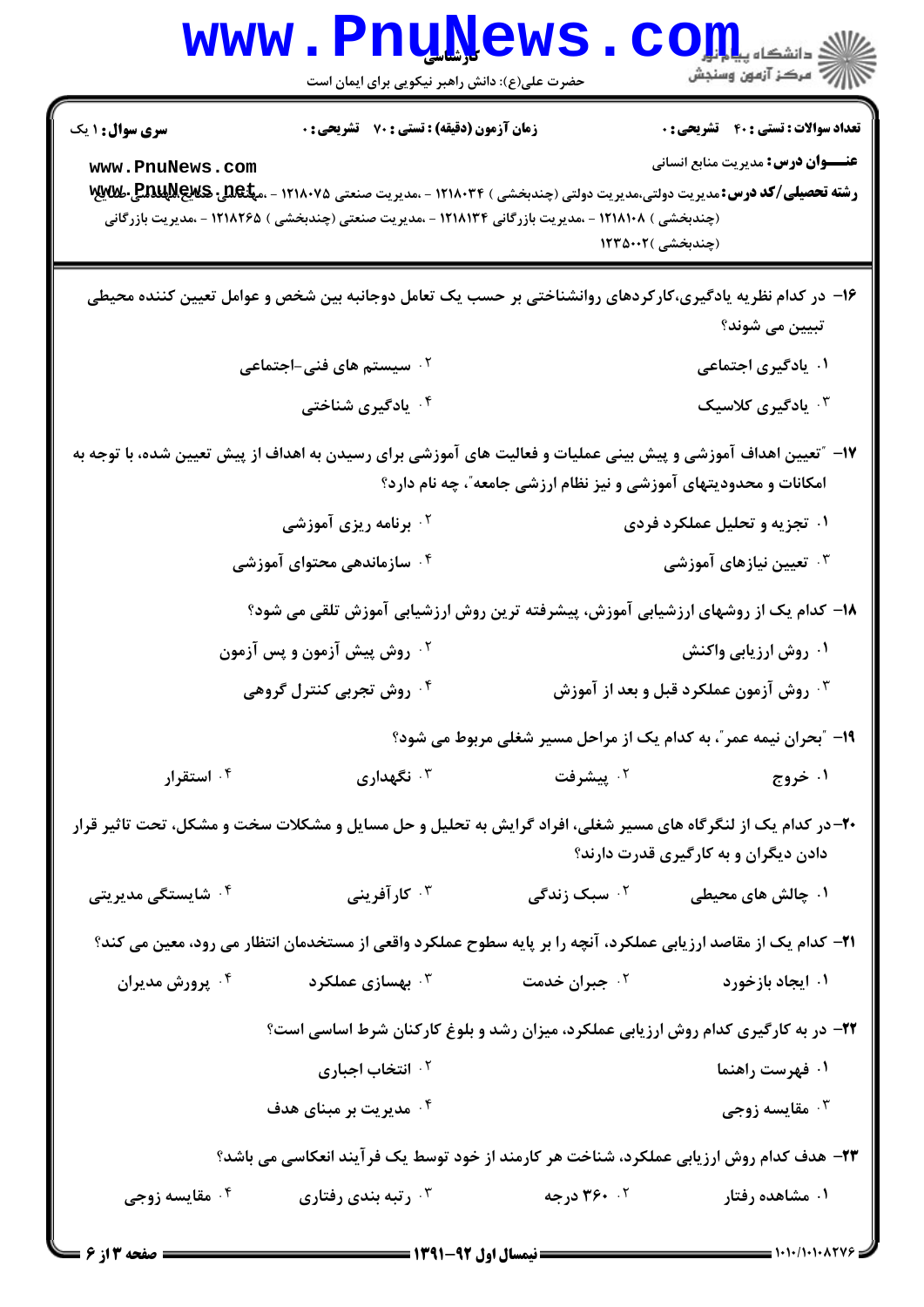**سری سوال:** ۱ یک

**زمان آزمون (دقیقه) : تستی : ۷۰ تشریحی : ۰**

**تعداد سوالات : تستی : ۴۰ تشریحی : ۰**

**عنـــوان درس:** مدیریت منابع انسانی

**رشته تحصیلی/کد درس:** مدیریت دولتی،مدیریت دولتی (چندبخشی ) ۱۲۱۸۰۳۴ - ،مدیریت صنعتی ۱۲۱۸۰۷۵ - ،مهندسی صنایع،مهندسی صنایع (چندبخشی ) ۱۲۱۸۱۰۸ - ،مدیریت بازرگانی ۱۲۱۸۱۳۴ - ،مدیریت صنعتی (چندبخشی) ۱۲۱۸۲۶۵ - ،مدیریت بازرگانی (چندبخشی )۱۲۳۵۰۰۲

۱۶- در کدام نظریه یادگیری،کارکردهای روانشناختی بر حسب یک تعامل دوجانبه بین شخص و عوامل تعیین کننده محیطی تبیین می شوند؟

۱. یادگیری اجتماعی

۲. سیستم های فنی-اجتماعی

۳. یادگیری کلاسیک

۴. یادگیری شناختی

۱۷- "تعیین اهداف آموزشی و پیش بینی عملیات و فعالیت های آموزشی برای رسیدن به اهداف از پیش تعیین شده، با توجه به امکانات و محدودیتهای آموزشی و نیز نظام ارزشی جامعه"، چه نام دارد؟

۱. تجزیه و تحلیل عملکرد فردی

۲. برنامه ریزی آموزشی

۳. تعیین نیازهای آموزشی

۴. سازماندهی محتوای آموزشی

۱۸- کدام یک از روشهای ارزشیابی آموزش، پیشرفته ترین روش ارزشیابی آموزش تلقی می شود؟

۱. روش ارزیابی واکنش

۲. روش پیش آزمون و پس آزمون

۳. روش آزمون عملکرد قبل و بعد از آموزش

۴. روش تجربی کنترل گروهی

۱۹- "بحران نیمه عمر"، به کدام یک از مراحل مسیر شغلی مربوط می شود؟

۱. خروج

۲. پیشرفت

۳. نگهداری

۴. استقرار

۲۰- در کدام یک از لنگرگاه های مسیر شغلی، افراد گرایش به تحلیل و حل مسایل و مشکلات سخت و مشکل، تحت تاثیر قرار دادن دیگران و به کارگیری قدرت دارند؟

۱. چالش های محیطی

۲. سبک زندگی

۳. کارآفرینی

۴. شایستگی مدیریتی

۲۱- کدام یک از مقاصد ارزیابی عملکرد، آنچه را بر پایه سطوح عملکرد واقعی از مستخدمان انتظار می رود، معین می کند؟

۱. ایجاد بازخورد

۲. جبران خدمت

۳. بهسازی عملکرد

۴. پرورش مدیران

۲۲- در به کارگیری کدام روش ارزیابی عملکرد، میزان رشد و بلوغ کارکنان شرط اساسی است؟

۱. فهرست راهنما

۲. انتخاب اجباری

۳. مقایسه زوجی

۴. مدیریت بر مبنای هدف

۲۳- هدف کدام روش ارزیابی عملکرد، شناخت هر کارمند از خود توسط یک فرآیند انعکاسی می باشد؟

۱. مشاهده رفتار

۲. ۳۶۰ درجه

۳. رتبه بندی رفتاری

۴. مقایسه زوجی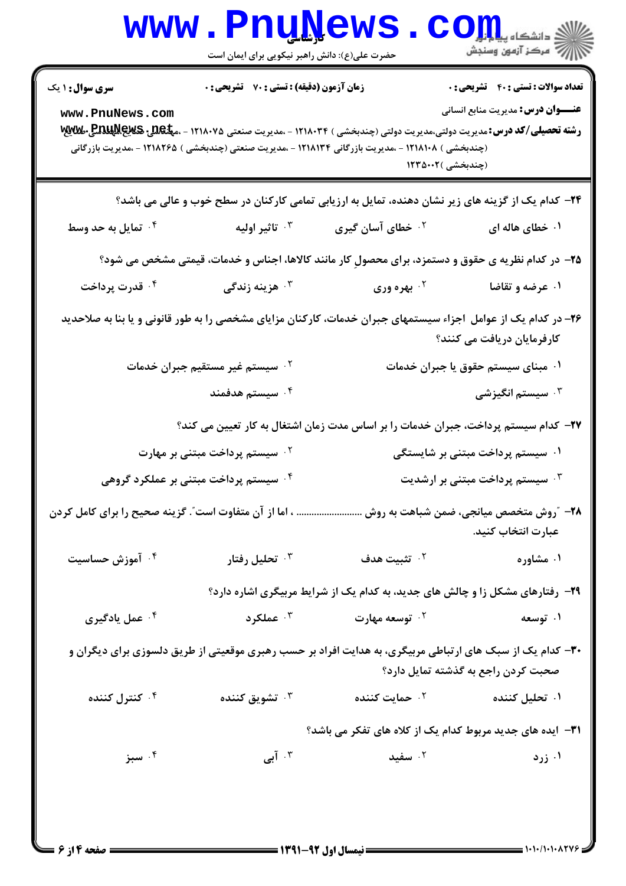**سری سوال:** ۱ یک | **زمان آزمون (دقیقه) : تستی :** ۷۰ **تشریحی :** ۰ | **تعداد سوالات : تستی :** ۴۰ **تشریحی :** ۰

**عنـــوان درس:** مدیریت منابع انسانی

**رشته تحصیلی/کد درس:** مدیریت دولتی،مدیریت دولتی (چندبخشی ) ۱۲۱۸۰۳۴ - ،مدیریت صنعتی ۱۲۱۸۰۷۵ - ،مهندسی صنایع،مهندسی صنایع (چندبخشی ) ۱۲۱۸۱۰۸ - ،مدیریت بازرگانی ۱۲۱۸۱۳۴ - ،مدیریت صنعتی (چندبخشی ) ۱۲۱۸۲۶۵ - ،مدیریت بازرگانی (چندبخشی )۱۲۳۵۰۰۲

۲۴- کدام یک از گزینه های زیر نشان دهنده، تمایل به ارزیابی تمامی کارکنان در سطح خوب و عالی می باشد؟

۱. خطای هاله ای
۲. خطای آسان گیری
۳. تاثیر اولیه
۴. تمایل به حد وسط

۲۵- در کدام نظریه ی حقوق و دستمزد، برای محصولِ کار مانند کالاها، اجناس و خدمات، قیمتی مشخص می شود؟

۱. عرضه و تقاضا
۲. بهره وری
۳. هزینه زندگی
۴. قدرت پرداخت

۲۶- در کدام یک از عوامل اجزاء سیستمهای جبران خدمات، کارکنان مزایای مشخصی را به طور قانونی و یا بنا به صلاحدید کارفرمایان دریافت می کنند؟

۱. مبنای سیستم حقوق یا جبران خدمات
۲. سیستم غیر مستقیم جبران خدمات
۳. سیستم انگیزشی
۴. سیستم هدفمند

۲۷- کدام سیستم پرداخت، جبران خدمات را بر اساس مدت زمان اشتغال به کار تعیین می کند؟

۱. سیستم پرداخت مبتنی بر شایستگی
۲. سیستم پرداخت مبتنی بر مهارت
۳. سیستم پرداخت مبتنی بر ارشدیت
۴. سیستم پرداخت مبتنی بر عملکرد گروهی

۲۸- "روش متخصص میانجی، ضمن شباهت به روش ........................ ، اما از آن متفاوت است". گزینه صحیح را برای کامل کردن عبارت انتخاب کنید.

۱. مشاوره
۲. تثبیت هدف
۳. تحلیل رفتار
۴. آموزش حساسیت

۲۹- رفتارهای مشکل زا و چالش های جدید، به کدام یک از شرایط مربیگری اشاره دارد؟

۱. توسعه
۲. توسعه مهارت
۳. عملکرد
۴. عمل یادگیری

۳۰- کدام یک از سبک های ارتباطی مربیگری، به هدایت افراد بر حسب رهبری موقعیتی از طریق دلسوزی برای دیگران و صحبت کردن راجع به گذشته تمایل دارد؟

۱. تحلیل کننده
۲. حمایت کننده
۳. تشویق کننده
۴. کنترل کننده

۳۱- ایده های جدید مربوط کدام یک از کلاه های تفکر می باشد؟

۱. زرد
۲. سفید
۳. آبی
۴. سبز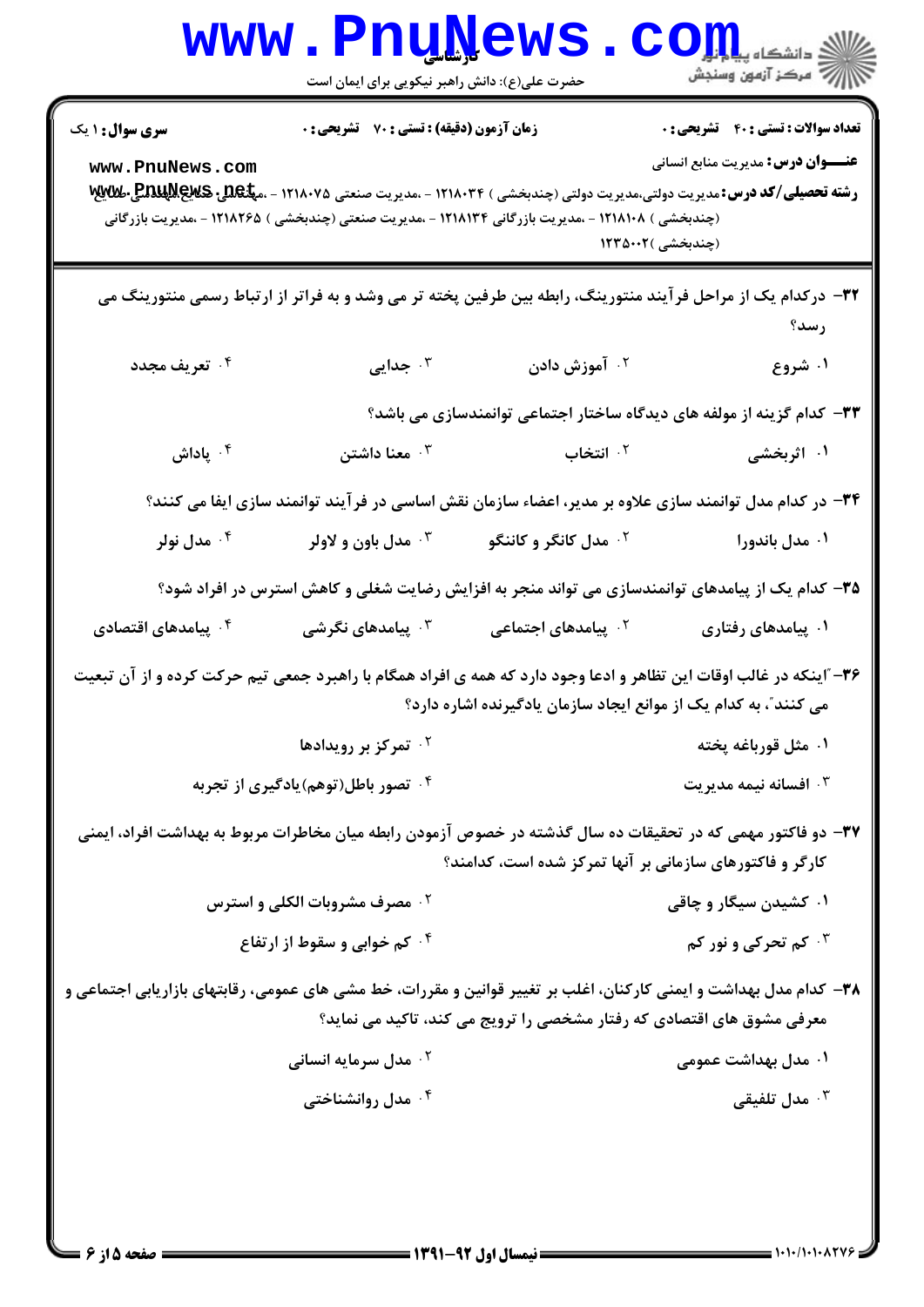۳۲- درکدام یک از مراحل فرآیند منتورینگ، رابطه بین طرفین پخته تر می وشد و به فراتر از ارتباط رسمی منتورینگ می رسد؟

۱. شروع
۲. آموزش دادن
۳. جدایی
۴. تعریف مجدد

۳۳- کدام گزینه از مولفه های دیدگاه ساختار اجتماعی توانمندسازی می باشد؟

۱. اثربخشی
۲. انتخاب
۳. معنا داشتن
۴. پاداش

۳۴- در کدام مدل توانمند سازی علاوه بر مدیر، اعضاء سازمان نقش اساسی در فرآیند توانمند سازی ایفا می کنند؟

۱. مدل باندورا
۲. مدل کانگر و کاننگو
۳. مدل باون و لاولر
۴. مدل نولر

۳۵- کدام یک از پیامدهای توانمندسازی می تواند منجر به افزایش رضایت شغلی و کاهش استرس در افراد شود؟

۱. پیامدهای رفتاری
۲. پیامدهای اجتماعی
۳. پیامدهای نگرشی
۴. پیامدهای اقتصادی

۳۶- "اینکه در غالب اوقات این تظاهر و ادعا وجود دارد که همه ی افراد همگام با راهبرد جمعی تیم حرکت کرده و از آن تبعیت می کنند"، به کدام یک از موانع ایجاد سازمان یادگیرنده اشاره دارد؟

۱. مثل قورباغه پخته
۲. تمرکز بر رویدادها
۳. افسانه نیمه مدیریت
۴. تصور باطل(توهم)یادگیری از تجربه

۳۷- دو فاکتور مهمی که در تحقیقات ده سال گذشته در خصوص آزمودن رابطه میان مخاطرات مربوط به بهداشت افراد، ایمنی کارگر و فاکتورهای سازمانی بر آنها تمرکز شده است، کدامند؟

۱. کشیدن سیگار و چاقی
۲. مصرف مشروبات الکلی و استرس
۳. کم تحرکی و نور کم
۴. کم خوابی و سقوط از ارتفاع

۳۸- کدام مدل بهداشت و ایمنی کارکنان، اغلب بر تغییر قوانین و مقررات، خط مشی های عمومی، رقابتهای بازاریابی اجتماعی و معرفی مشوق های اقتصادی که رفتار مشخصی را ترویج می کند، تاکید می نماید؟

۱. مدل بهداشت عمومی
۲. مدل سرمایه انسانی
۳. مدل تلفیقی
۴. مدل روانشناختی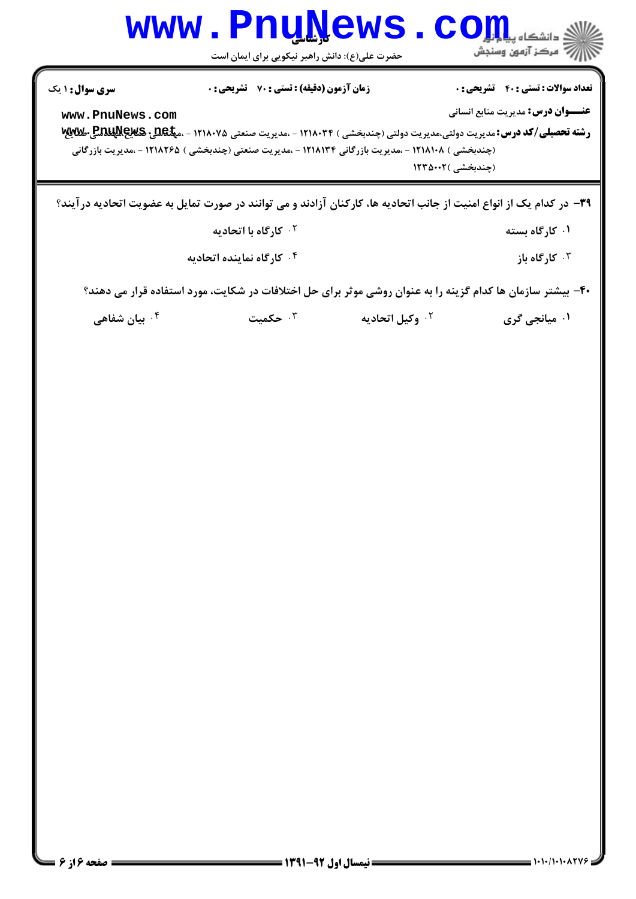۳۹- در کدام یک از انواع امنیت از جانب اتحادیه ها، کارکنان آزادند و می توانند در صورت تمایل به عضویت اتحادیه درآیند؟

۱. کارگاه بسته
۲. کارگاه با اتحادیه
۳. کارگاه باز
۴. کارگاه نماینده اتحادیه

۴۰- بیشتر سازمان ها کدام گزینه را به عنوان روشی موثر برای حل اختلافات در شکایت، مورد استفاده قرار می دهند؟

۱. میانجی گری
۲. وکیل اتحادیه
۳. حکمیت
۴. بیان شفاهی